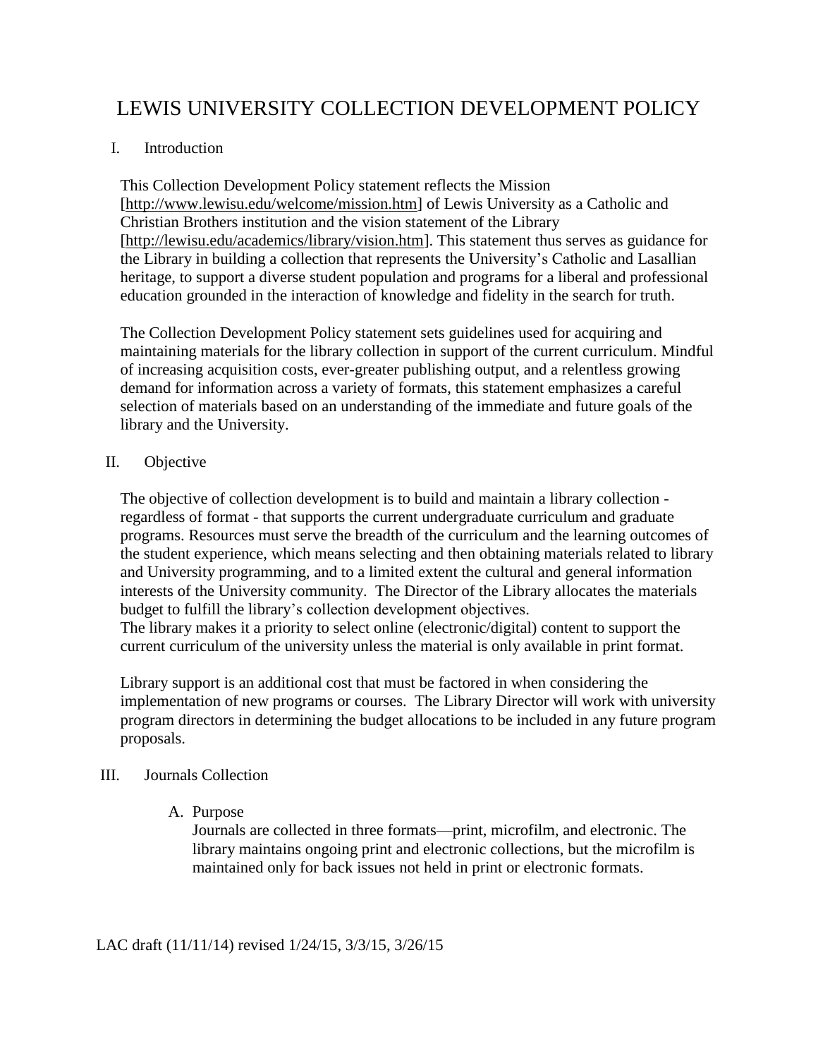# LEWIS UNIVERSITY COLLECTION DEVELOPMENT POLICY

## I. Introduction

This Collection Development Policy statement reflects the Mission [http://www.lewisu.edu/welcome/mission.htm] of Lewis University as a Catholic and Christian Brothers institution and the vision statement of the Library [http://lewisu.edu/academics/library/vision.htm]. This statement thus serves as guidance for the Library in building a collection that represents the University's Catholic and Lasallian heritage, to support a diverse student population and programs for a liberal and professional education grounded in the interaction of knowledge and fidelity in the search for truth.

The Collection Development Policy statement sets guidelines used for acquiring and maintaining materials for the library collection in support of the current curriculum. Mindful of increasing acquisition costs, ever-greater publishing output, and a relentless growing demand for information across a variety of formats, this statement emphasizes a careful selection of materials based on an understanding of the immediate and future goals of the library and the University.

## II. Objective

The objective of collection development is to build and maintain a library collection - regardless of format - that supports the current undergraduate curriculum and graduate programs. Resources must serve the breadth of the curriculum and the learning outcomes of the student experience, which means selecting and then obtaining materials related to library and University programming, and to a limited extent the cultural and general information interests of the University community. The Director of the Library allocates the materials budget to fulfill the library's collection development objectives.
The library makes it a priority to select online (electronic/digital) content to support the current curriculum of the university unless the material is only available in print format.

Library support is an additional cost that must be factored in when considering the implementation of new programs or courses. The Library Director will work with university program directors in determining the budget allocations to be included in any future program proposals.

## III. Journals Collection

### A. Purpose

Journals are collected in three formats—print, microfilm, and electronic. The library maintains ongoing print and electronic collections, but the microfilm is maintained only for back issues not held in print or electronic formats.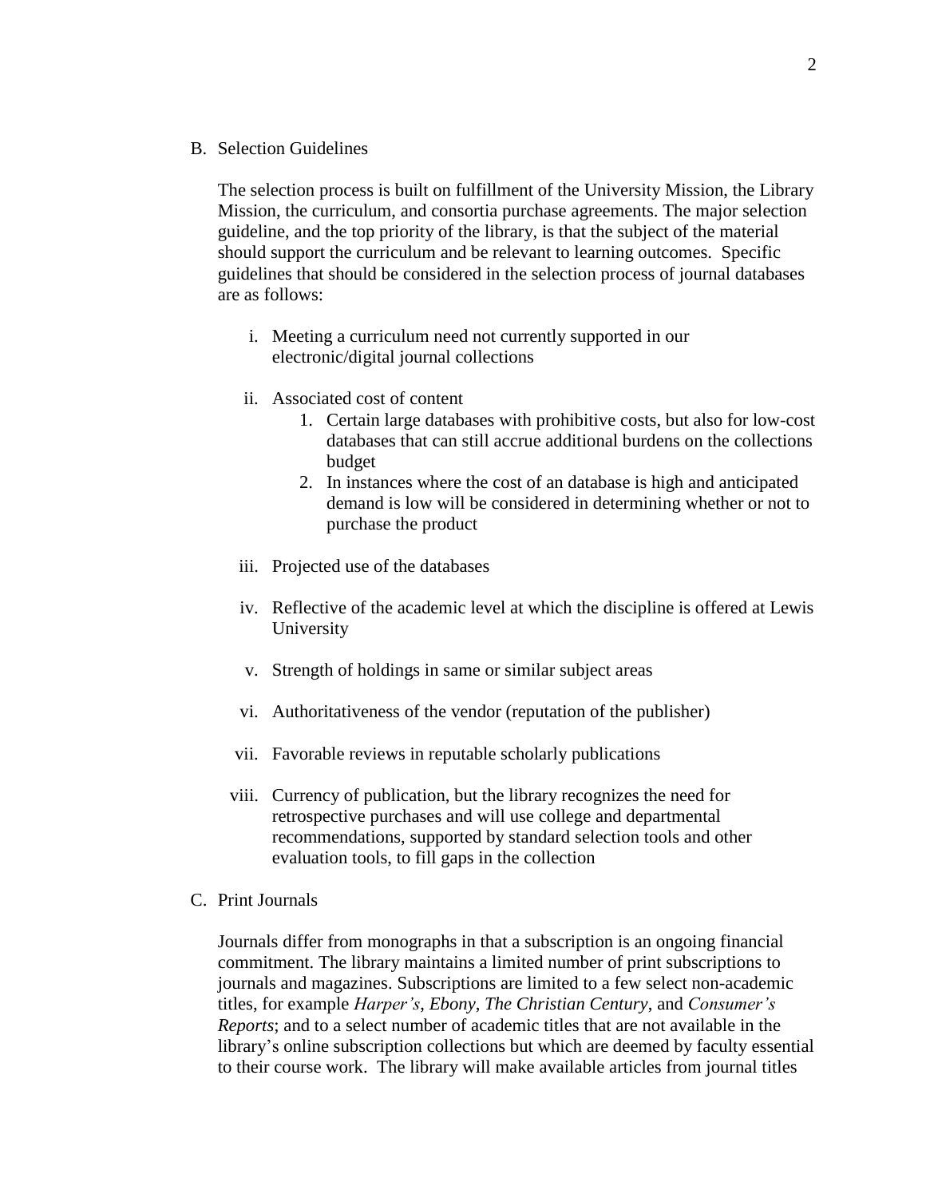B. Selection Guidelines

The selection process is built on fulfillment of the University Mission, the Library Mission, the curriculum, and consortia purchase agreements. The major selection guideline, and the top priority of the library, is that the subject of the material should support the curriculum and be relevant to learning outcomes. Specific guidelines that should be considered in the selection process of journal databases are as follows:

i. Meeting a curriculum need not currently supported in our electronic/digital journal collections

ii. Associated cost of content
   1. Certain large databases with prohibitive costs, but also for low-cost databases that can still accrue additional burdens on the collections budget
   2. In instances where the cost of an database is high and anticipated demand is low will be considered in determining whether or not to purchase the product

iii. Projected use of the databases

iv. Reflective of the academic level at which the discipline is offered at Lewis University

v. Strength of holdings in same or similar subject areas

vi. Authoritativeness of the vendor (reputation of the publisher)

vii. Favorable reviews in reputable scholarly publications

viii. Currency of publication, but the library recognizes the need for retrospective purchases and will use college and departmental recommendations, supported by standard selection tools and other evaluation tools, to fill gaps in the collection

C. Print Journals

Journals differ from monographs in that a subscription is an ongoing financial commitment. The library maintains a limited number of print subscriptions to journals and magazines. Subscriptions are limited to a few select non-academic titles, for example *Harper's*, *Ebony*, *The Christian Century*, and *Consumer's Reports*; and to a select number of academic titles that are not available in the library's online subscription collections but which are deemed by faculty essential to their course work. The library will make available articles from journal titles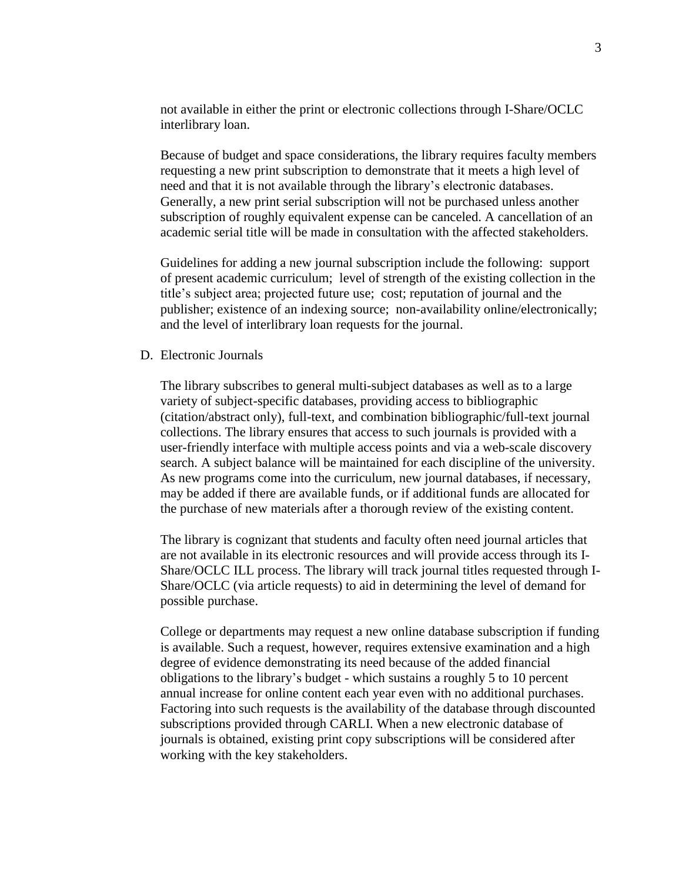not available in either the print or electronic collections through I-Share/OCLC interlibrary loan.

Because of budget and space considerations, the library requires faculty members requesting a new print subscription to demonstrate that it meets a high level of need and that it is not available through the library's electronic databases. Generally, a new print serial subscription will not be purchased unless another subscription of roughly equivalent expense can be canceled. A cancellation of an academic serial title will be made in consultation with the affected stakeholders.

Guidelines for adding a new journal subscription include the following: support of present academic curriculum; level of strength of the existing collection in the title's subject area; projected future use; cost; reputation of journal and the publisher; existence of an indexing source; non-availability online/electronically; and the level of interlibrary loan requests for the journal.

D. Electronic Journals

The library subscribes to general multi-subject databases as well as to a large variety of subject-specific databases, providing access to bibliographic (citation/abstract only), full-text, and combination bibliographic/full-text journal collections. The library ensures that access to such journals is provided with a user-friendly interface with multiple access points and via a web-scale discovery search. A subject balance will be maintained for each discipline of the university. As new programs come into the curriculum, new journal databases, if necessary, may be added if there are available funds, or if additional funds are allocated for the purchase of new materials after a thorough review of the existing content.

The library is cognizant that students and faculty often need journal articles that are not available in its electronic resources and will provide access through its I-Share/OCLC ILL process. The library will track journal titles requested through I-Share/OCLC (via article requests) to aid in determining the level of demand for possible purchase.

College or departments may request a new online database subscription if funding is available. Such a request, however, requires extensive examination and a high degree of evidence demonstrating its need because of the added financial obligations to the library's budget - which sustains a roughly 5 to 10 percent annual increase for online content each year even with no additional purchases. Factoring into such requests is the availability of the database through discounted subscriptions provided through CARLI. When a new electronic database of journals is obtained, existing print copy subscriptions will be considered after working with the key stakeholders.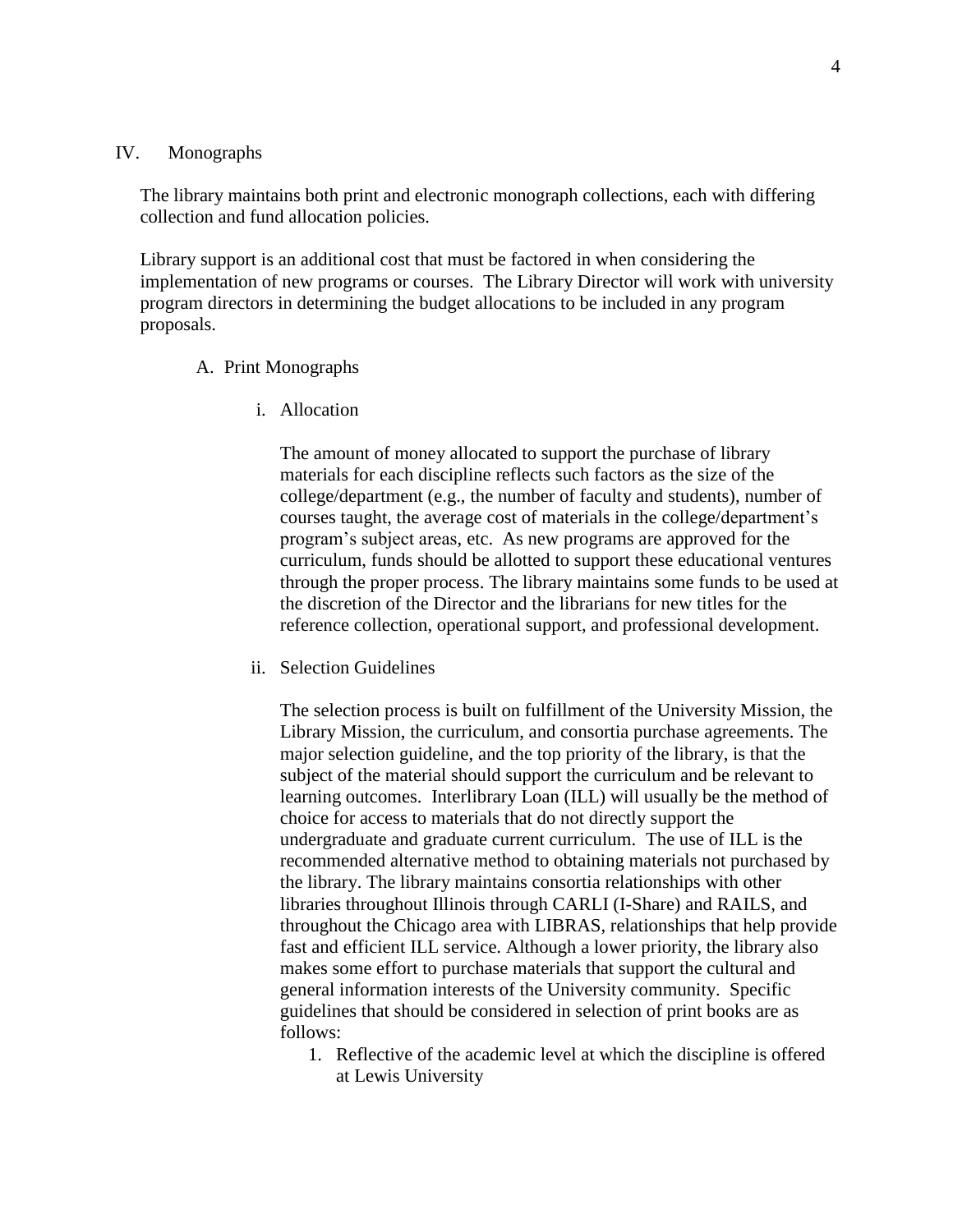## IV. Monographs

The library maintains both print and electronic monograph collections, each with differing collection and fund allocation policies.

Library support is an additional cost that must be factored in when considering the implementation of new programs or courses. The Library Director will work with university program directors in determining the budget allocations to be included in any program proposals.

### A. Print Monographs

#### i. Allocation

The amount of money allocated to support the purchase of library materials for each discipline reflects such factors as the size of the college/department (e.g., the number of faculty and students), number of courses taught, the average cost of materials in the college/department's program's subject areas, etc. As new programs are approved for the curriculum, funds should be allotted to support these educational ventures through the proper process. The library maintains some funds to be used at the discretion of the Director and the librarians for new titles for the reference collection, operational support, and professional development.

#### ii. Selection Guidelines

The selection process is built on fulfillment of the University Mission, the Library Mission, the curriculum, and consortia purchase agreements. The major selection guideline, and the top priority of the library, is that the subject of the material should support the curriculum and be relevant to learning outcomes. Interlibrary Loan (ILL) will usually be the method of choice for access to materials that do not directly support the undergraduate and graduate current curriculum. The use of ILL is the recommended alternative method to obtaining materials not purchased by the library. The library maintains consortia relationships with other libraries throughout Illinois through CARLI (I-Share) and RAILS, and throughout the Chicago area with LIBRAS, relationships that help provide fast and efficient ILL service. Although a lower priority, the library also makes some effort to purchase materials that support the cultural and general information interests of the University community. Specific guidelines that should be considered in selection of print books are as follows:

1. Reflective of the academic level at which the discipline is offered at Lewis University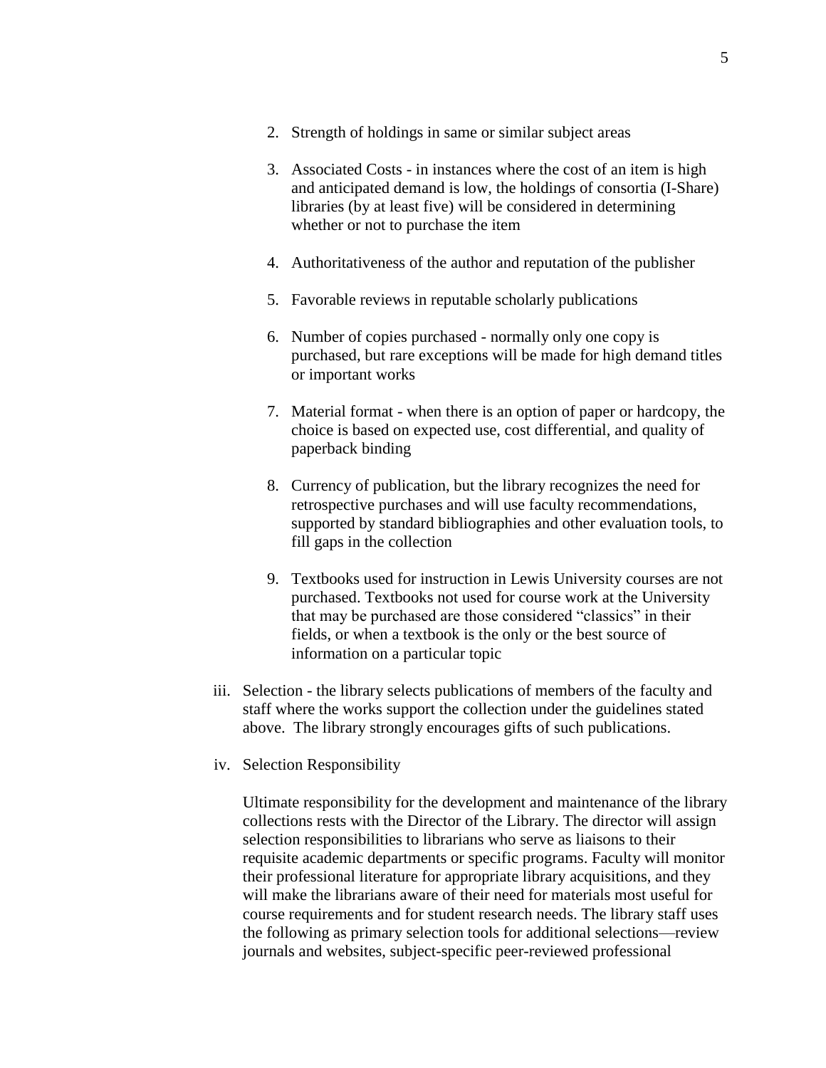2. Strength of holdings in same or similar subject areas

3. Associated Costs - in instances where the cost of an item is high and anticipated demand is low, the holdings of consortia (I-Share) libraries (by at least five) will be considered in determining whether or not to purchase the item

4. Authoritativeness of the author and reputation of the publisher

5. Favorable reviews in reputable scholarly publications

6. Number of copies purchased - normally only one copy is purchased, but rare exceptions will be made for high demand titles or important works

7. Material format - when there is an option of paper or hardcopy, the choice is based on expected use, cost differential, and quality of paperback binding

8. Currency of publication, but the library recognizes the need for retrospective purchases and will use faculty recommendations, supported by standard bibliographies and other evaluation tools, to fill gaps in the collection

9. Textbooks used for instruction in Lewis University courses are not purchased. Textbooks not used for course work at the University that may be purchased are those considered "classics" in their fields, or when a textbook is the only or the best source of information on a particular topic

iii. Selection - the library selects publications of members of the faculty and staff where the works support the collection under the guidelines stated above. The library strongly encourages gifts of such publications.

iv. Selection Responsibility

Ultimate responsibility for the development and maintenance of the library collections rests with the Director of the Library. The director will assign selection responsibilities to librarians who serve as liaisons to their requisite academic departments or specific programs. Faculty will monitor their professional literature for appropriate library acquisitions, and they will make the librarians aware of their need for materials most useful for course requirements and for student research needs. The library staff uses the following as primary selection tools for additional selections—review journals and websites, subject-specific peer-reviewed professional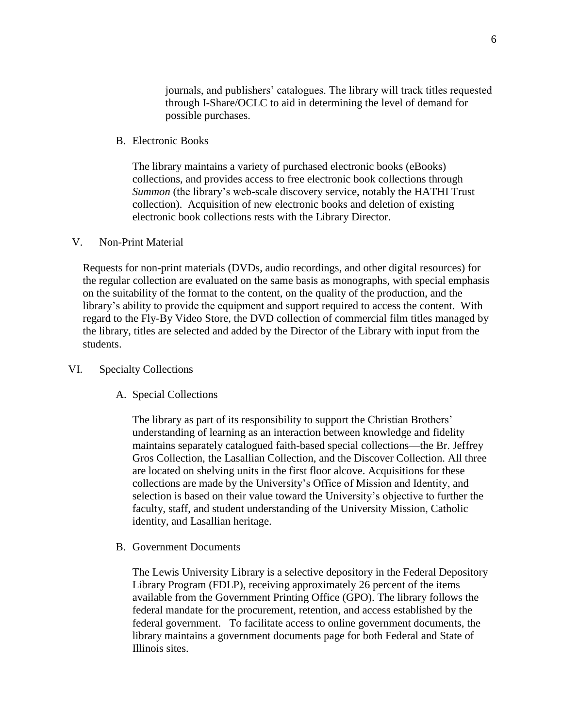journals, and publishers' catalogues. The library will track titles requested through I-Share/OCLC to aid in determining the level of demand for possible purchases.

B. Electronic Books

The library maintains a variety of purchased electronic books (eBooks) collections, and provides access to free electronic book collections through *Summon* (the library's web-scale discovery service, notably the HATHI Trust collection). Acquisition of new electronic books and deletion of existing electronic book collections rests with the Library Director.

## V. Non-Print Material

Requests for non-print materials (DVDs, audio recordings, and other digital resources) for the regular collection are evaluated on the same basis as monographs, with special emphasis on the suitability of the format to the content, on the quality of the production, and the library's ability to provide the equipment and support required to access the content. With regard to the Fly-By Video Store, the DVD collection of commercial film titles managed by the library, titles are selected and added by the Director of the Library with input from the students.

## VI. Specialty Collections

A. Special Collections

The library as part of its responsibility to support the Christian Brothers' understanding of learning as an interaction between knowledge and fidelity maintains separately catalogued faith-based special collections—the Br. Jeffrey Gros Collection, the Lasallian Collection, and the Discover Collection. All three are located on shelving units in the first floor alcove. Acquisitions for these collections are made by the University's Office of Mission and Identity, and selection is based on their value toward the University's objective to further the faculty, staff, and student understanding of the University Mission, Catholic identity, and Lasallian heritage.

B. Government Documents

The Lewis University Library is a selective depository in the Federal Depository Library Program (FDLP), receiving approximately 26 percent of the items available from the Government Printing Office (GPO). The library follows the federal mandate for the procurement, retention, and access established by the federal government. To facilitate access to online government documents, the library maintains a government documents page for both Federal and State of Illinois sites.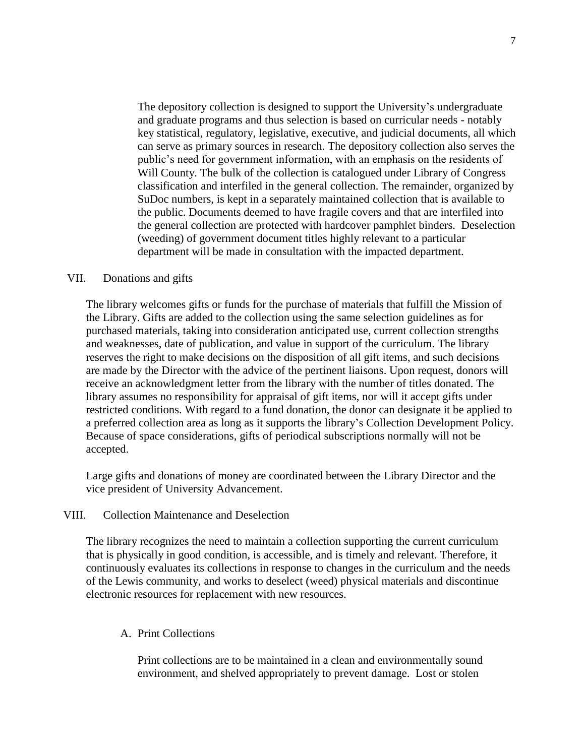The depository collection is designed to support the University's undergraduate and graduate programs and thus selection is based on curricular needs - notably key statistical, regulatory, legislative, executive, and judicial documents, all which can serve as primary sources in research. The depository collection also serves the public's need for government information, with an emphasis on the residents of Will County. The bulk of the collection is catalogued under Library of Congress classification and interfiled in the general collection. The remainder, organized by SuDoc numbers, is kept in a separately maintained collection that is available to the public. Documents deemed to have fragile covers and that are interfiled into the general collection are protected with hardcover pamphlet binders. Deselection (weeding) of government document titles highly relevant to a particular department will be made in consultation with the impacted department.

## VII. Donations and gifts

The library welcomes gifts or funds for the purchase of materials that fulfill the Mission of the Library. Gifts are added to the collection using the same selection guidelines as for purchased materials, taking into consideration anticipated use, current collection strengths and weaknesses, date of publication, and value in support of the curriculum. The library reserves the right to make decisions on the disposition of all gift items, and such decisions are made by the Director with the advice of the pertinent liaisons. Upon request, donors will receive an acknowledgment letter from the library with the number of titles donated. The library assumes no responsibility for appraisal of gift items, nor will it accept gifts under restricted conditions. With regard to a fund donation, the donor can designate it be applied to a preferred collection area as long as it supports the library's Collection Development Policy. Because of space considerations, gifts of periodical subscriptions normally will not be accepted.

Large gifts and donations of money are coordinated between the Library Director and the vice president of University Advancement.

## VIII. Collection Maintenance and Deselection

The library recognizes the need to maintain a collection supporting the current curriculum that is physically in good condition, is accessible, and is timely and relevant. Therefore, it continuously evaluates its collections in response to changes in the curriculum and the needs of the Lewis community, and works to deselect (weed) physical materials and discontinue electronic resources for replacement with new resources.

### A. Print Collections

Print collections are to be maintained in a clean and environmentally sound environment, and shelved appropriately to prevent damage. Lost or stolen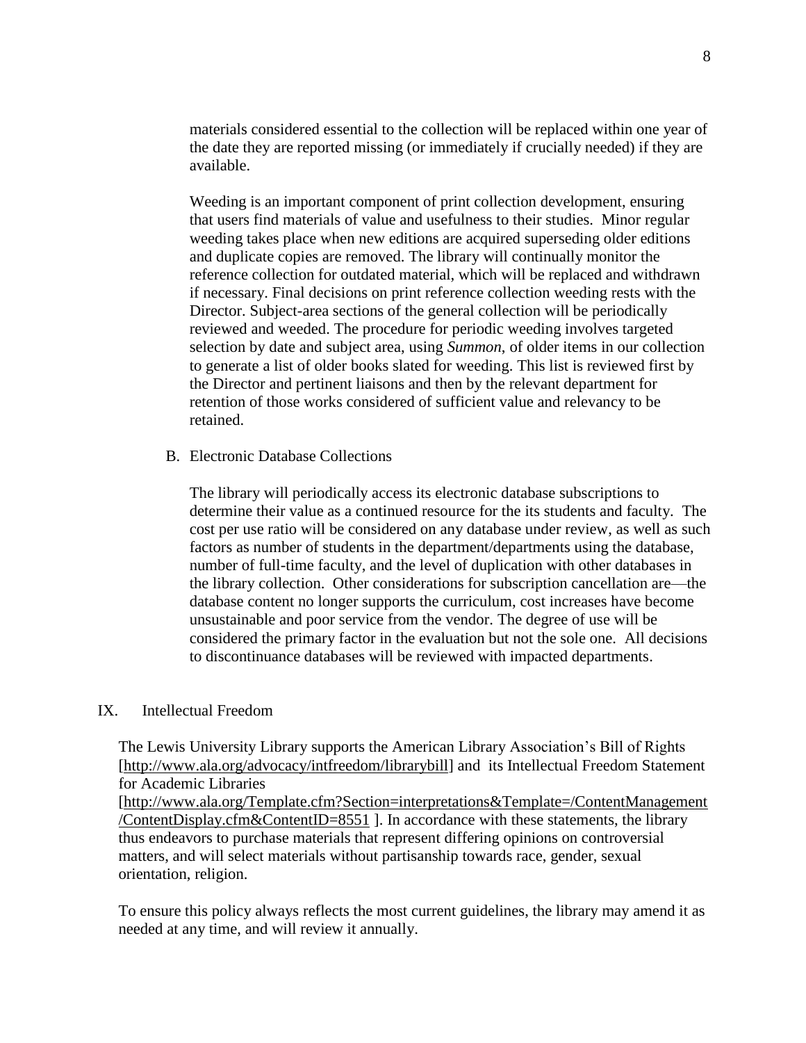materials considered essential to the collection will be replaced within one year of the date they are reported missing (or immediately if crucially needed) if they are available.

Weeding is an important component of print collection development, ensuring that users find materials of value and usefulness to their studies. Minor regular weeding takes place when new editions are acquired superseding older editions and duplicate copies are removed. The library will continually monitor the reference collection for outdated material, which will be replaced and withdrawn if necessary. Final decisions on print reference collection weeding rests with the Director. Subject-area sections of the general collection will be periodically reviewed and weeded. The procedure for periodic weeding involves targeted selection by date and subject area, using *Summon*, of older items in our collection to generate a list of older books slated for weeding. This list is reviewed first by the Director and pertinent liaisons and then by the relevant department for retention of those works considered of sufficient value and relevancy to be retained.

B. Electronic Database Collections

The library will periodically access its electronic database subscriptions to determine their value as a continued resource for the its students and faculty. The cost per use ratio will be considered on any database under review, as well as such factors as number of students in the department/departments using the database, number of full-time faculty, and the level of duplication with other databases in the library collection. Other considerations for subscription cancellation are—the database content no longer supports the curriculum, cost increases have become unsustainable and poor service from the vendor. The degree of use will be considered the primary factor in the evaluation but not the sole one. All decisions to discontinuance databases will be reviewed with impacted departments.

## IX. Intellectual Freedom

The Lewis University Library supports the American Library Association's Bill of Rights [http://www.ala.org/advocacy/intfreedom/librarybill] and its Intellectual Freedom Statement for Academic Libraries [http://www.ala.org/Template.cfm?Section=interpretations&Template=/ContentManagement/ContentDisplay.cfm&ContentID=8551 ]. In accordance with these statements, the library thus endeavors to purchase materials that represent differing opinions on controversial matters, and will select materials without partisanship towards race, gender, sexual orientation, religion.

To ensure this policy always reflects the most current guidelines, the library may amend it as needed at any time, and will review it annually.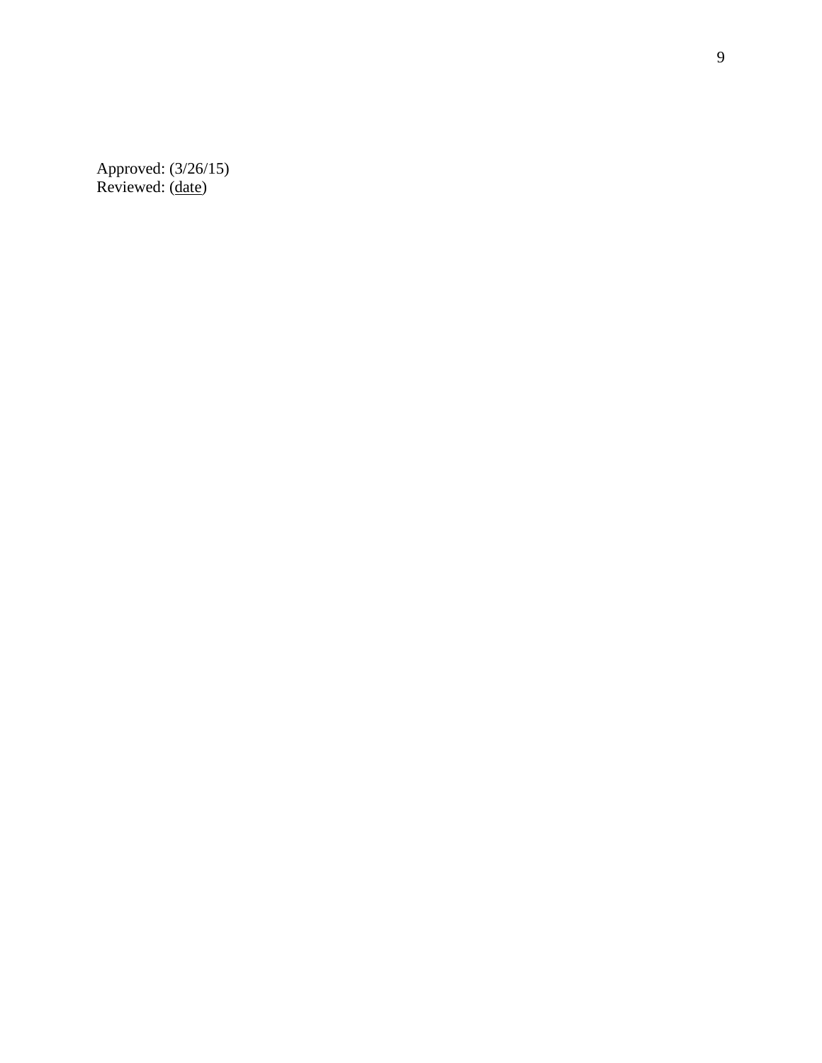Approved: (3/26/15)
Reviewed: (<u>date</u>)